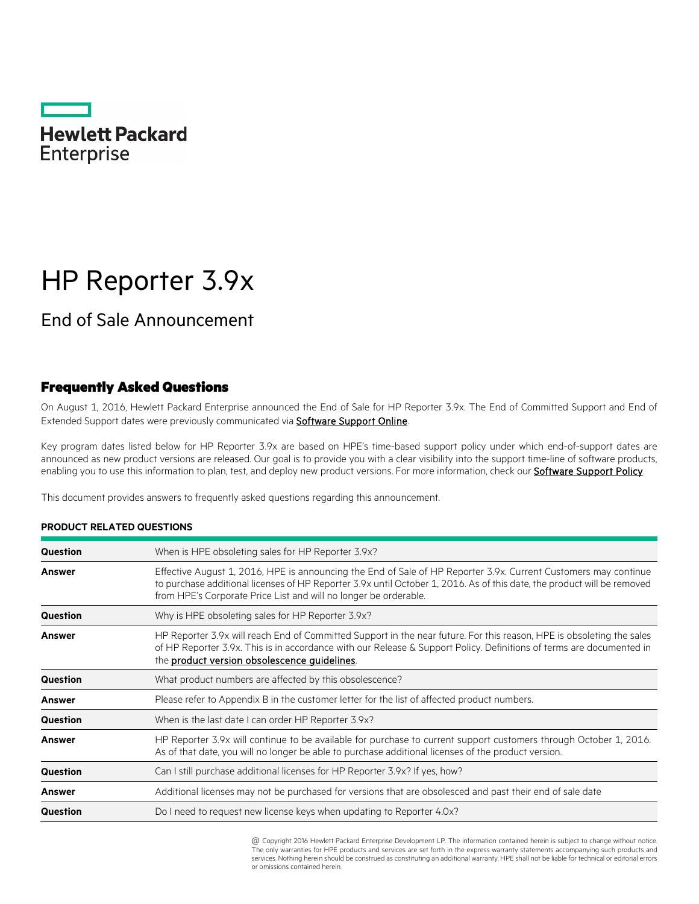Hewlett Packard Enterprise

# HP Reporter 3.9x

## End of Sale Announcement

### Frequently Asked Questions

On August 1, 2016, Hewlett Packard Enterprise announced the End of Sale for HP Reporter 3.9x. The End of Committed Support and End of Extended Support dates were previously communicated via **Software Support Online**.

Key program dates listed below for HP Reporter 3.9x are based on HPE's time-based support policy under which end-of-support dates are announced as new product versions are released. Our goal is to provide you with a clear visibility into the support time-line of software products, enabling you to use this information to plan, test, and deploy new product versions. For more information, check our **Software Support Policy**.

This document provides answers to frequently asked questions regarding this announcement.

**PRODUCT RELATED QUESTIONS**

| | |
|---|---|
| **Question** | When is HPE obsoleting sales for HP Reporter 3.9x? |
| **Answer** | Effective August 1, 2016, HPE is announcing the End of Sale of HP Reporter 3.9x. Current Customers may continue to purchase additional licenses of HP Reporter 3.9x until October 1, 2016. As of this date, the product will be removed from HPE's Corporate Price List and will no longer be orderable. |
| **Question** | Why is HPE obsoleting sales for HP Reporter 3.9x? |
| **Answer** | HP Reporter 3.9x will reach End of Committed Support in the near future. For this reason, HPE is obsoleting the sales of HP Reporter 3.9x. This is in accordance with our Release & Support Policy. Definitions of terms are documented in the **product version obsolescence guidelines**. |
| **Question** | What product numbers are affected by this obsolescence? |
| **Answer** | Please refer to Appendix B in the customer letter for the list of affected product numbers. |
| **Question** | When is the last date I can order HP Reporter 3.9x? |
| **Answer** | HP Reporter 3.9x will continue to be available for purchase to current support customers through October 1, 2016. As of that date, you will no longer be able to purchase additional licenses of the product version. |
| **Question** | Can I still purchase additional licenses for HP Reporter 3.9x? If yes, how? |
| **Answer** | Additional licenses may not be purchased for versions that are obsolesced and past their end of sale date |
| **Question** | Do I need to request new license keys when updating to Reporter 4.0x? |

@ Copyright 2016 Hewlett Packard Enterprise Development LP. The information contained herein is subject to change without notice. The only warranties for HPE products and services are set forth in the express warranty statements accompanying such products and services. Nothing herein should be construed as constituting an additional warranty. HPE shall not be liable for technical or editorial errors or omissions contained herein.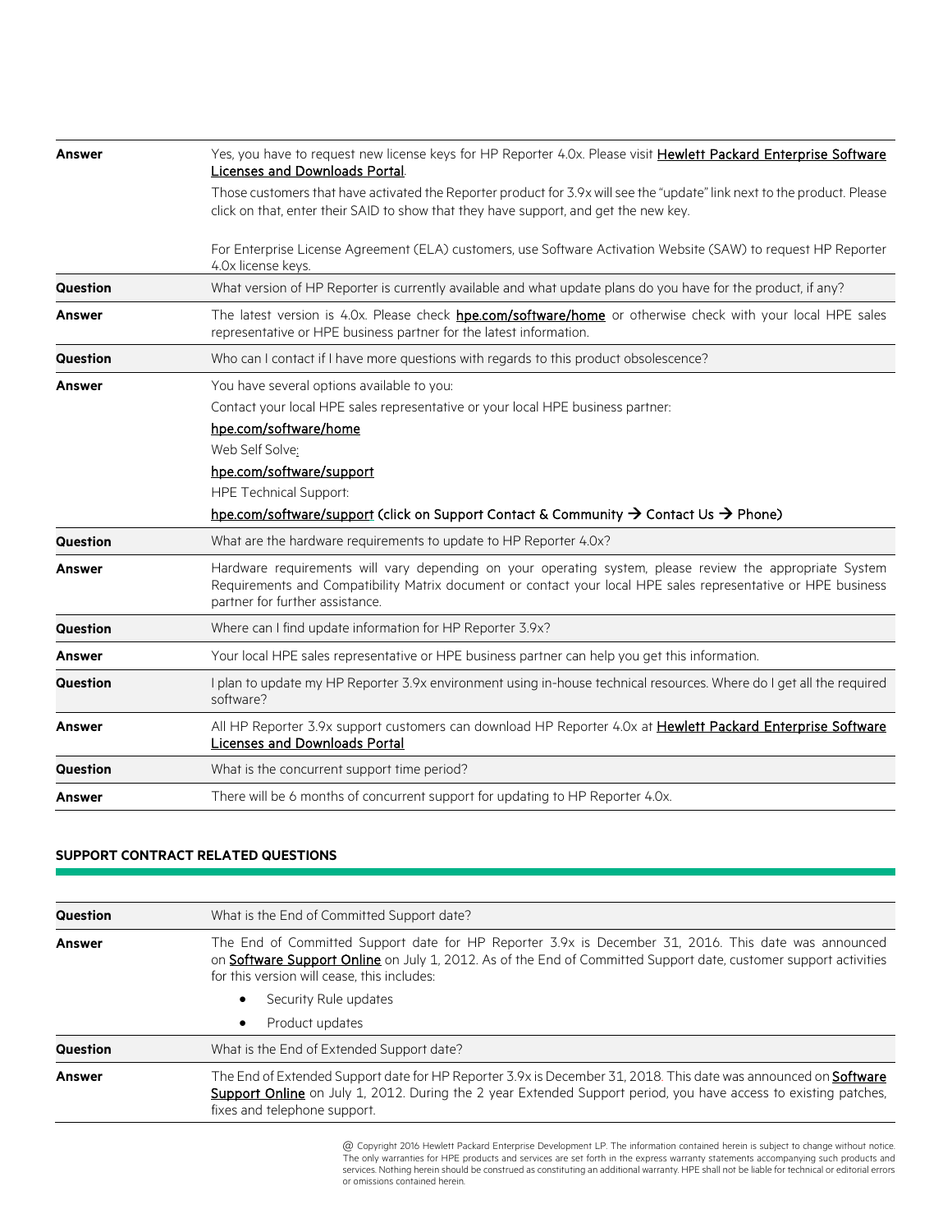| | |
|---|---|
| **Answer** | Yes, you have to request new license keys for HP Reporter 4.0x. Please visit **Hewlett Packard Enterprise Software Licenses and Downloads Portal**.<br><br>Those customers that have activated the Reporter product for 3.9x will see the "update" link next to the product. Please click on that, enter their SAID to show that they have support, and get the new key.<br><br>For Enterprise License Agreement (ELA) customers, use Software Activation Website (SAW) to request HP Reporter 4.0x license keys. |
| **Question** | What version of HP Reporter is currently available and what update plans do you have for the product, if any? |
| **Answer** | The latest version is 4.0x. Please check **hpe.com/software/home** or otherwise check with your local HPE sales representative or HPE business partner for the latest information. |
| **Question** | Who can I contact if I have more questions with regards to this product obsolescence? |
| **Answer** | You have several options available to you:<br>Contact your local HPE sales representative or your local HPE business partner:<br>hpe.com/software/home<br>Web Self Solve:<br>hpe.com/software/support<br>HPE Technical Support:<br>hpe.com/software/support (click on Support Contact & Community → Contact Us → Phone) |
| **Question** | What are the hardware requirements to update to HP Reporter 4.0x? |
| **Answer** | Hardware requirements will vary depending on your operating system, please review the appropriate System Requirements and Compatibility Matrix document or contact your local HPE sales representative or HPE business partner for further assistance. |
| **Question** | Where can I find update information for HP Reporter 3.9x? |
| **Answer** | Your local HPE sales representative or HPE business partner can help you get this information. |
| **Question** | I plan to update my HP Reporter 3.9x environment using in-house technical resources. Where do I get all the required software? |
| **Answer** | All HP Reporter 3.9x support customers can download HP Reporter 4.0x at **Hewlett Packard Enterprise Software Licenses and Downloads Portal** |
| **Question** | What is the concurrent support time period? |
| **Answer** | There will be 6 months of concurrent support for updating to HP Reporter 4.0x. |

## SUPPORT CONTRACT RELATED QUESTIONS

| | |
|---|---|
| **Question** | What is the End of Committed Support date? |
| **Answer** | The End of Committed Support date for HP Reporter 3.9x is December 31, 2016. This date was announced on **Software Support Online** on July 1, 2012. As of the End of Committed Support date, customer support activities for this version will cease, this includes:<br>• Security Rule updates<br>• Product updates |
| **Question** | What is the End of Extended Support date? |
| **Answer** | The End of Extended Support date for HP Reporter 3.9x is December 31, 2018. This date was announced on **Software Support Online** on July 1, 2012. During the 2 year Extended Support period, you have access to existing patches, fixes and telephone support. |

© Copyright 2016 Hewlett Packard Enterprise Development LP. The information contained herein is subject to change without notice. The only warranties for HPE products and services are set forth in the express warranty statements accompanying such products and services. Nothing herein should be construed as constituting an additional warranty. HPE shall not be liable for technical or editorial errors or omissions contained herein.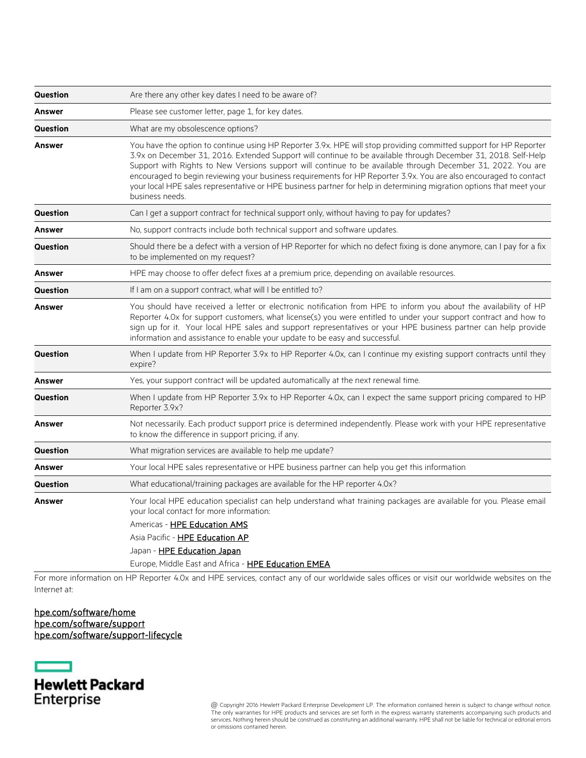| | |
|---|---|
| **Question** | Are there any other key dates I need to be aware of? |
| **Answer** | Please see customer letter, page 1, for key dates. |
| **Question** | What are my obsolescence options? |
| **Answer** | You have the option to continue using HP Reporter 3.9x. HPE will stop providing committed support for HP Reporter 3.9x on December 31, 2016. Extended Support will continue to be available through December 31, 2018. Self-Help Support with Rights to New Versions support will continue to be available through December 31, 2022. You are encouraged to begin reviewing your business requirements for HP Reporter 3.9x. You are also encouraged to contact your local HPE sales representative or HPE business partner for help in determining migration options that meet your business needs. |
| **Question** | Can I get a support contract for technical support only, without having to pay for updates? |
| **Answer** | No, support contracts include both technical support and software updates. |
| **Question** | Should there be a defect with a version of HP Reporter for which no defect fixing is done anymore, can I pay for a fix to be implemented on my request? |
| **Answer** | HPE may choose to offer defect fixes at a premium price, depending on available resources. |
| **Question** | If I am on a support contract, what will I be entitled to? |
| **Answer** | You should have received a letter or electronic notification from HPE to inform you about the availability of HP Reporter 4.0x for support customers, what license(s) you were entitled to under your support contract and how to sign up for it. Your local HPE sales and support representatives or your HPE business partner can help provide information and assistance to enable your update to be easy and successful. |
| **Question** | When I update from HP Reporter 3.9x to HP Reporter 4.0x, can I continue my existing support contracts until they expire? |
| **Answer** | Yes, your support contract will be updated automatically at the next renewal time. |
| **Question** | When I update from HP Reporter 3.9x to HP Reporter 4.0x, can I expect the same support pricing compared to HP Reporter 3.9x? |
| **Answer** | Not necessarily. Each product support price is determined independently. Please work with your HPE representative to know the difference in support pricing, if any. |
| **Question** | What migration services are available to help me update? |
| **Answer** | Your local HPE sales representative or HPE business partner can help you get this information |
| **Question** | What educational/training packages are available for the HP reporter 4.0x? |
| **Answer** | Your local HPE education specialist can help understand what training packages are available for you. Please email your local contact for more information:<br>Americas - **HPE Education AMS**<br>Asia Pacific - **HPE Education AP**<br>Japan - **HPE Education Japan**<br>Europe, Middle East and Africa - **HPE Education EMEA** |

For more information on HP Reporter 4.0x and HPE services, contact any of our worldwide sales offices or visit our worldwide websites on the Internet at:

hpe.com/software/home
hpe.com/software/support
hpe.com/software/support-lifecycle

**Hewlett Packard Enterprise**

@ Copyright 2016 Hewlett Packard Enterprise Development LP. The information contained herein is subject to change without notice. The only warranties for HPE products and services are set forth in the express warranty statements accompanying such products and services. Nothing herein should be construed as constituting an additional warranty. HPE shall not be liable for technical or editorial errors or omissions contained herein.